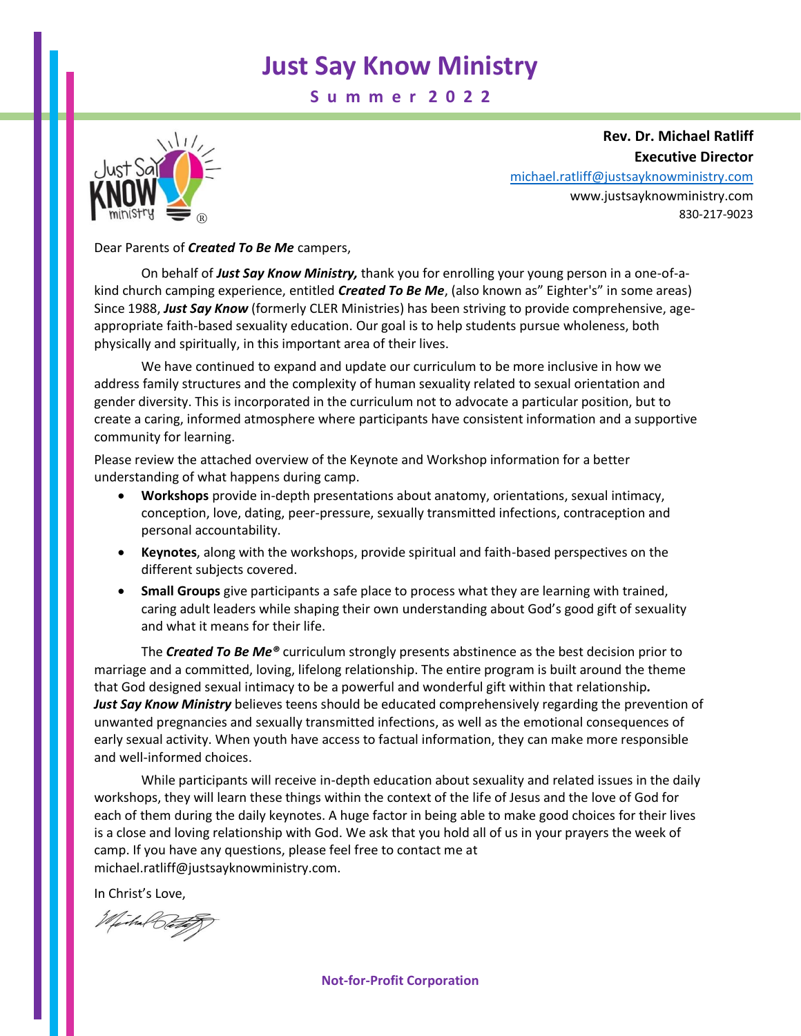# Just Say Know Ministry

**Summer 2022**

**Rev. Dr. Michael Ratliff**
**Executive Director**
michael.ratliff@justsayknowministry.com
www.justsayknowministry.com
830-217-9023

Dear Parents of ***Created To Be Me*** campers,

On behalf of ***Just Say Know Ministry,*** thank you for enrolling your young person in a one-of-a-kind church camping experience, entitled ***Created To Be Me***, (also known as" Eighter's" in some areas) Since 1988, ***Just Say Know*** (formerly CLER Ministries) has been striving to provide comprehensive, age-appropriate faith-based sexuality education. Our goal is to help students pursue wholeness, both physically and spiritually, in this important area of their lives.

We have continued to expand and update our curriculum to be more inclusive in how we address family structures and the complexity of human sexuality related to sexual orientation and gender diversity. This is incorporated in the curriculum not to advocate a particular position, but to create a caring, informed atmosphere where participants have consistent information and a supportive community for learning.

Please review the attached overview of the Keynote and Workshop information for a better understanding of what happens during camp.

- **Workshops** provide in-depth presentations about anatomy, orientations, sexual intimacy, conception, love, dating, peer-pressure, sexually transmitted infections, contraception and personal accountability.
- **Keynotes**, along with the workshops, provide spiritual and faith-based perspectives on the different subjects covered.
- **Small Groups** give participants a safe place to process what they are learning with trained, caring adult leaders while shaping their own understanding about God's good gift of sexuality and what it means for their life.

The ***Created To Be Me®*** curriculum strongly presents abstinence as the best decision prior to marriage and a committed, loving, lifelong relationship. The entire program is built around the theme that God designed sexual intimacy to be a powerful and wonderful gift within that relationship. ***Just Say Know Ministry*** believes teens should be educated comprehensively regarding the prevention of unwanted pregnancies and sexually transmitted infections, as well as the emotional consequences of early sexual activity. When youth have access to factual information, they can make more responsible and well-informed choices.

While participants will receive in-depth education about sexuality and related issues in the daily workshops, they will learn these things within the context of the life of Jesus and the love of God for each of them during the daily keynotes. A huge factor in being able to make good choices for their lives is a close and loving relationship with God. We ask that you hold all of us in your prayers the week of camp. If you have any questions, please feel free to contact me at michael.ratliff@justsayknowministry.com.

In Christ's Love,

*Michael Ratliff*

**Not-for-Profit Corporation**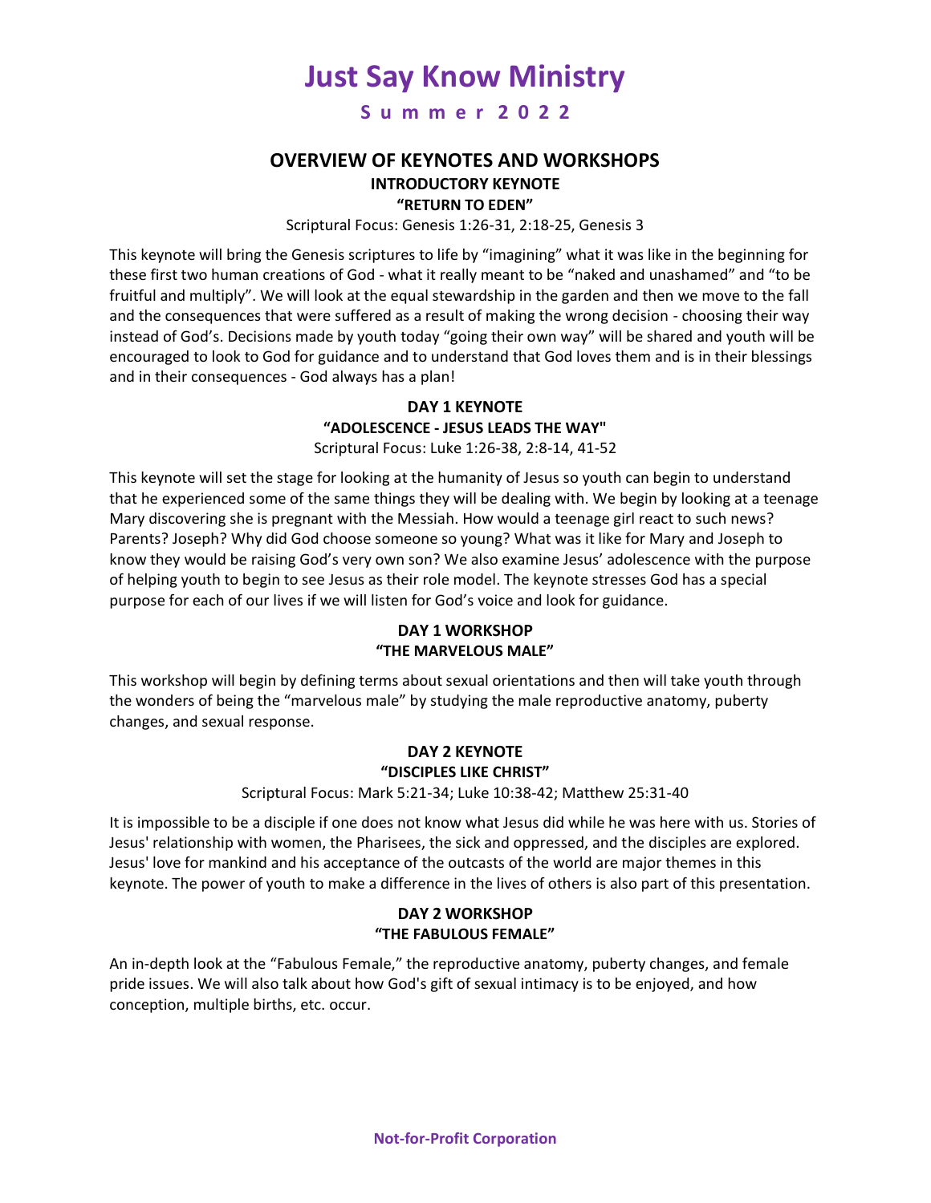# Just Say Know Ministry

**S u m m e r 2 0 2 2**

## OVERVIEW OF KEYNOTES AND WORKSHOPS

### INTRODUCTORY KEYNOTE

### "RETURN TO EDEN"

Scriptural Focus: Genesis 1:26-31, 2:18-25, Genesis 3

This keynote will bring the Genesis scriptures to life by "imagining" what it was like in the beginning for these first two human creations of God - what it really meant to be "naked and unashamed" and "to be fruitful and multiply". We will look at the equal stewardship in the garden and then we move to the fall and the consequences that were suffered as a result of making the wrong decision - choosing their way instead of God's. Decisions made by youth today "going their own way" will be shared and youth will be encouraged to look to God for guidance and to understand that God loves them and is in their blessings and in their consequences - God always has a plan!

### DAY 1 KEYNOTE

### "ADOLESCENCE - JESUS LEADS THE WAY"

Scriptural Focus: Luke 1:26-38, 2:8-14, 41-52

This keynote will set the stage for looking at the humanity of Jesus so youth can begin to understand that he experienced some of the same things they will be dealing with. We begin by looking at a teenage Mary discovering she is pregnant with the Messiah. How would a teenage girl react to such news? Parents? Joseph? Why did God choose someone so young? What was it like for Mary and Joseph to know they would be raising God's very own son? We also examine Jesus' adolescence with the purpose of helping youth to begin to see Jesus as their role model. The keynote stresses God has a special purpose for each of our lives if we will listen for God's voice and look for guidance.

### DAY 1 WORKSHOP

### "THE MARVELOUS MALE"

This workshop will begin by defining terms about sexual orientations and then will take youth through the wonders of being the "marvelous male" by studying the male reproductive anatomy, puberty changes, and sexual response.

### DAY 2 KEYNOTE

### "DISCIPLES LIKE CHRIST"

Scriptural Focus: Mark 5:21-34; Luke 10:38-42; Matthew 25:31-40

It is impossible to be a disciple if one does not know what Jesus did while he was here with us. Stories of Jesus' relationship with women, the Pharisees, the sick and oppressed, and the disciples are explored. Jesus' love for mankind and his acceptance of the outcasts of the world are major themes in this keynote. The power of youth to make a difference in the lives of others is also part of this presentation.

### DAY 2 WORKSHOP

### "THE FABULOUS FEMALE"

An in-depth look at the "Fabulous Female," the reproductive anatomy, puberty changes, and female pride issues. We will also talk about how God's gift of sexual intimacy is to be enjoyed, and how conception, multiple births, etc. occur.

**Not-for-Profit Corporation**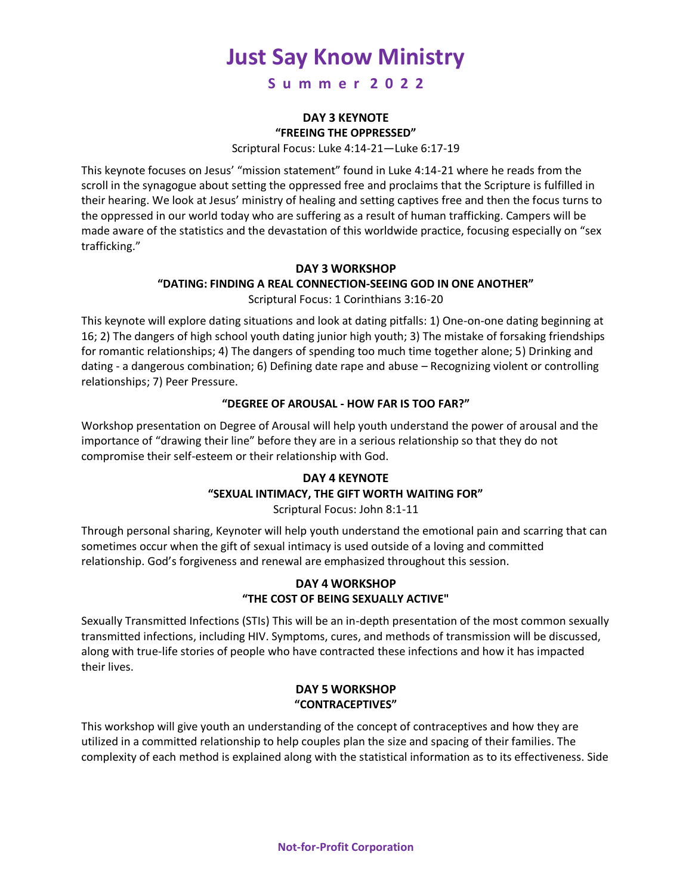# Just Say Know Ministry

**Summer 2022**

### DAY 3 KEYNOTE
### "FREEING THE OPPRESSED"

Scriptural Focus: Luke 4:14-21—Luke 6:17-19

This keynote focuses on Jesus' "mission statement" found in Luke 4:14-21 where he reads from the scroll in the synagogue about setting the oppressed free and proclaims that the Scripture is fulfilled in their hearing. We look at Jesus' ministry of healing and setting captives free and then the focus turns to the oppressed in our world today who are suffering as a result of human trafficking. Campers will be made aware of the statistics and the devastation of this worldwide practice, focusing especially on "sex trafficking."

### DAY 3 WORKSHOP
### "DATING: FINDING A REAL CONNECTION-SEEING GOD IN ONE ANOTHER"

Scriptural Focus: 1 Corinthians 3:16-20

This keynote will explore dating situations and look at dating pitfalls: 1) One-on-one dating beginning at 16; 2) The dangers of high school youth dating junior high youth; 3) The mistake of forsaking friendships for romantic relationships; 4) The dangers of spending too much time together alone; 5) Drinking and dating - a dangerous combination; 6) Defining date rape and abuse – Recognizing violent or controlling relationships; 7) Peer Pressure.

### "DEGREE OF AROUSAL - HOW FAR IS TOO FAR?"

Workshop presentation on Degree of Arousal will help youth understand the power of arousal and the importance of "drawing their line" before they are in a serious relationship so that they do not compromise their self-esteem or their relationship with God.

### DAY 4 KEYNOTE
### "SEXUAL INTIMACY, THE GIFT WORTH WAITING FOR"

Scriptural Focus: John 8:1-11

Through personal sharing, Keynoter will help youth understand the emotional pain and scarring that can sometimes occur when the gift of sexual intimacy is used outside of a loving and committed relationship. God's forgiveness and renewal are emphasized throughout this session.

### DAY 4 WORKSHOP
### "THE COST OF BEING SEXUALLY ACTIVE"

Sexually Transmitted Infections (STIs) This will be an in-depth presentation of the most common sexually transmitted infections, including HIV. Symptoms, cures, and methods of transmission will be discussed, along with true-life stories of people who have contracted these infections and how it has impacted their lives.

### DAY 5 WORKSHOP
### "CONTRACEPTIVES"

This workshop will give youth an understanding of the concept of contraceptives and how they are utilized in a committed relationship to help couples plan the size and spacing of their families. The complexity of each method is explained along with the statistical information as to its effectiveness. Side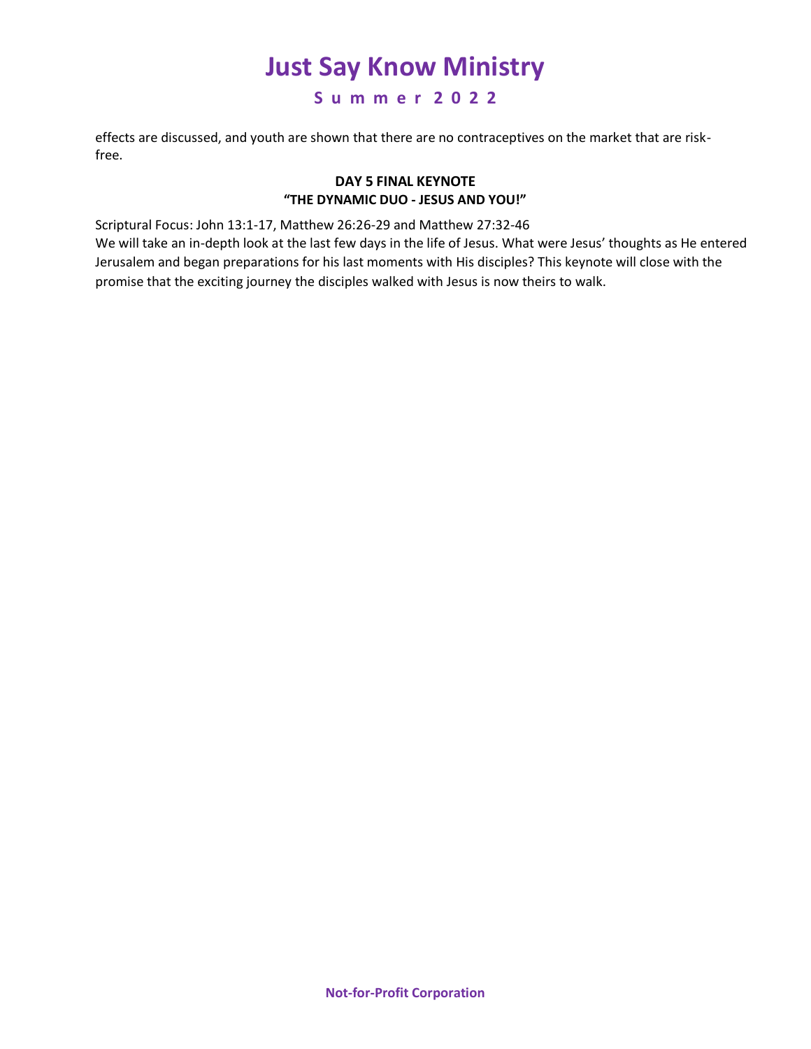effects are discussed, and youth are shown that there are no contraceptives on the market that are risk-free.

**DAY 5 FINAL KEYNOTE**
**"THE DYNAMIC DUO - JESUS AND YOU!"**

Scriptural Focus: John 13:1-17, Matthew 26:26-29 and Matthew 27:32-46
We will take an in-depth look at the last few days in the life of Jesus. What were Jesus' thoughts as He entered Jerusalem and began preparations for his last moments with His disciples? This keynote will close with the promise that the exciting journey the disciples walked with Jesus is now theirs to walk.